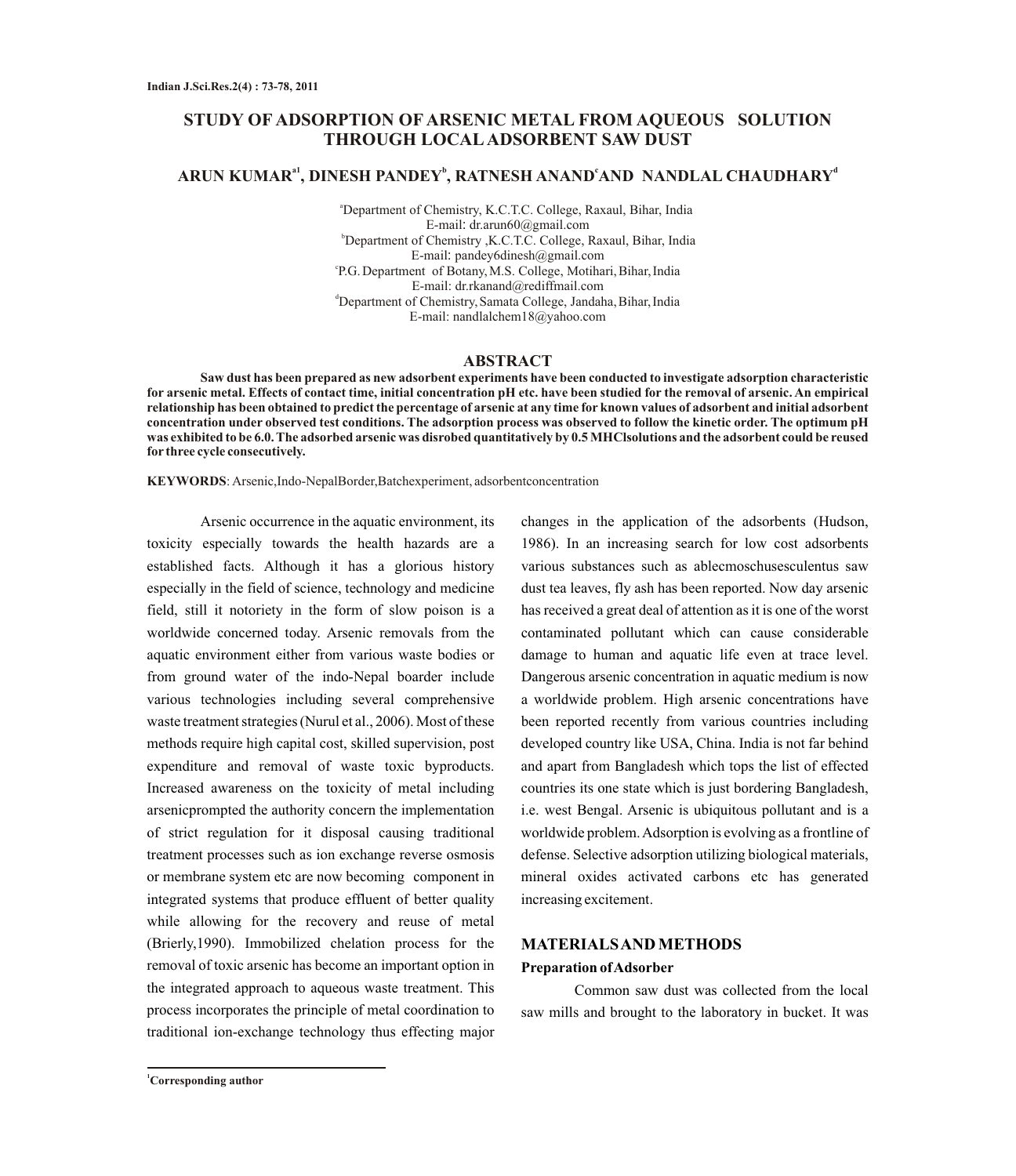# STUDY OF ADSORPTION OF ARSENIC METAL FROM AQUEOUS SOLUTION THROUGH LOCAL ADSORBENT SAW DUST

**ARUN KUMAR[a1], DINESH PANDEY[b], RATNESH ANAND[c] AND NANDLAL CHAUDHARY[d]**

[a]Department of Chemistry, K.C.T.C. College, Raxaul, Bihar, India
E-mail: dr.arun60@gmail.com
[b]Department of Chemistry ,K.C.T.C. College, Raxaul, Bihar, India
E-mail: pandey6dinesh@gmail.com
[c]P.G. Department of Botany, M.S. College, Motihari, Bihar, India
E-mail: dr.rkanand@rediffmail.com
[d]Department of Chemistry, Samata College, Jandaha, Bihar, India
E-mail: nandlalchem18@yahoo.com

## ABSTRACT

**Saw dust has been prepared as new adsorbent experiments have been conducted to investigate adsorption characteristic for arsenic metal. Effects of contact time, initial concentration pH etc. have been studied for the removal of arsenic. An empirical relationship has been obtained to predict the percentage of arsenic at any time for known values of adsorbent and initial adsorbent concentration under observed test conditions. The adsorption process was observed to follow the kinetic order. The optimum pH was exhibited to be 6.0. The adsorbed arsenic was disrobed quantitatively by 0.5 MHClsolutions and the adsorbent could be reused for three cycle consecutively.**

**KEYWORDS**: Arsenic,Indo-NepalBorder,Batchexperiment, adsorbentconcentration

Arsenic occurrence in the aquatic environment, its toxicity especially towards the health hazards are a established facts. Although it has a glorious history especially in the field of science, technology and medicine field, still it notoriety in the form of slow poison is a worldwide concerned today. Arsenic removals from the aquatic environment either from various waste bodies or from ground water of the indo-Nepal boarder include various technologies including several comprehensive waste treatment strategies (Nurul et al., 2006). Most of these methods require high capital cost, skilled supervision, post expenditure and removal of waste toxic byproducts. Increased awareness on the toxicity of metal including arsenicprompted the authority concern the implementation of strict regulation for it disposal causing traditional treatment processes such as ion exchange reverse osmosis or membrane system etc are now becoming component in integrated systems that produce effluent of better quality while allowing for the recovery and reuse of metal (Brierly,1990). Immobilized chelation process for the removal of toxic arsenic has become an important option in the integrated approach to aqueous waste treatment. This process incorporates the principle of metal coordination to traditional ion-exchange technology thus effecting major changes in the application of the adsorbents (Hudson, 1986). In an increasing search for low cost adsorbents various substances such as ablecmoschusesculentus saw dust tea leaves, fly ash has been reported. Now day arsenic has received a great deal of attention as it is one of the worst contaminated pollutant which can cause considerable damage to human and aquatic life even at trace level. Dangerous arsenic concentration in aquatic medium is now a worldwide problem. High arsenic concentrations have been reported recently from various countries including developed country like USA, China. India is not far behind and apart from Bangladesh which tops the list of effected countries its one state which is just bordering Bangladesh, i.e. west Bengal. Arsenic is ubiquitous pollutant and is a worldwide problem. Adsorption is evolving as a frontline of defense. Selective adsorption utilizing biological materials, mineral oxides activated carbons etc has generated increasing excitement.

## MATERIALS AND METHODS

### Preparation of Adsorber

Common saw dust was collected from the local saw mills and brought to the laboratory in bucket. It was

[1]Corresponding author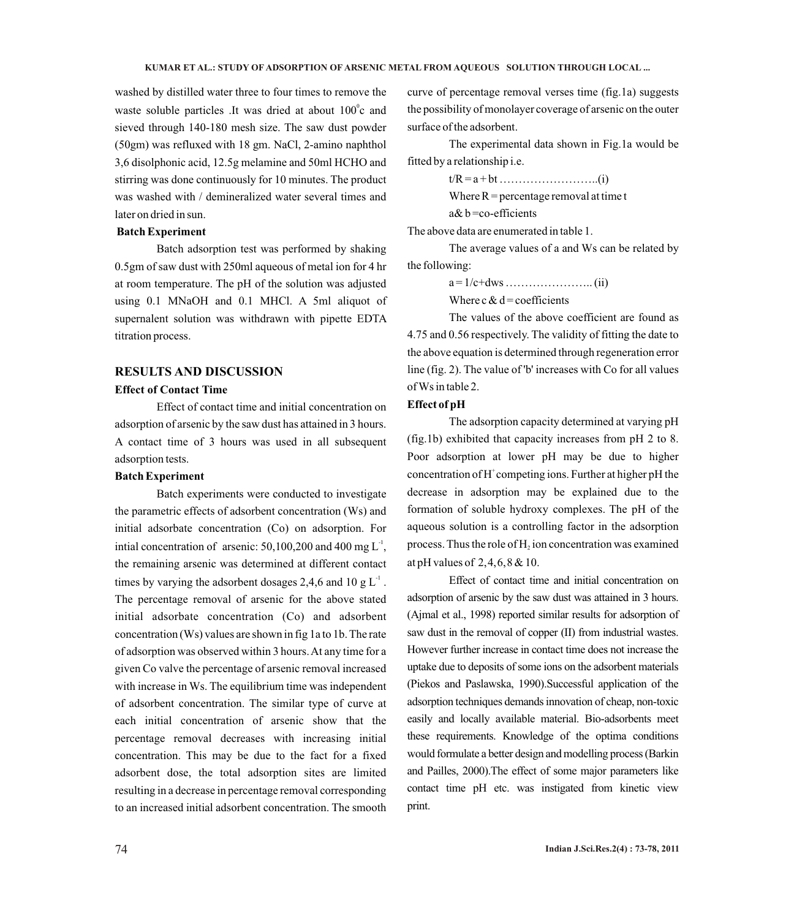washed by distilled water three to four times to remove the waste soluble particles .It was dried at about $100^0$c and sieved through 140-180 mesh size. The saw dust powder (50gm) was refluxed with 18 gm. NaCl, 2-amino naphthol 3,6 disolphonic acid, 12.5g melamine and 50ml HCHO and stirring was done continuously for 10 minutes. The product was washed with / demineralized water several times and later on dried in sun.

### Batch Experiment

Batch adsorption test was performed by shaking 0.5gm of saw dust with 250ml aqueous of metal ion for 4 hr at room temperature. The pH of the solution was adjusted using 0.1 MNaOH and 0.1 MHCl. A 5ml aliquot of supernalent solution was withdrawn with pipette EDTA titration process.

## RESULTS AND DISCUSSION

### Effect of Contact Time

Effect of contact time and initial concentration on adsorption of arsenic by the saw dust has attained in 3 hours. A contact time of 3 hours was used in all subsequent adsorption tests.

### Batch Experiment

Batch experiments were conducted to investigate the parametric effects of adsorbent concentration (Ws) and initial adsorbate concentration (Co) on adsorption. For intial concentration of arsenic: 50,100,200 and 400 mg $L^{-1}$, the remaining arsenic was determined at different contact times by varying the adsorbent dosages 2,4,6 and 10 g $L^{-1}$ . The percentage removal of arsenic for the above stated initial adsorbate concentration (Co) and adsorbent concentration (Ws) values are shown in fig 1a to 1b. The rate of adsorption was observed within 3 hours. At any time for a given Co valve the percentage of arsenic removal increased with increase in Ws. The equilibrium time was independent of adsorbent concentration. The similar type of curve at each initial concentration of arsenic show that the percentage removal decreases with increasing initial concentration. This may be due to the fact for a fixed adsorbent dose, the total adsorption sites are limited resulting in a decrease in percentage removal corresponding to an increased initial adsorbent concentration. The smooth curve of percentage removal verses time (fig.1a) suggests the possibility of monolayer coverage of arsenic on the outer surface of the adsorbent.

The experimental data shown in Fig.1a would be fitted by a relationship i.e.

$$t/R = a + bt \quad \text{(i)}$$

Where R = percentage removal at time t

a& b =co-efficients

The above data are enumerated in table 1.

The average values of a and Ws can be related by the following:

$$a = 1/c + dws \quad \text{(ii)}$$

Where c & d = coefficients

The values of the above coefficient are found as 4.75 and 0.56 respectively. The validity of fitting the date to the above equation is determined through regeneration error line (fig. 2). The value of 'b' increases with Co for all values of Ws in table 2.

### Effect of pH

The adsorption capacity determined at varying pH (fig.1b) exhibited that capacity increases from pH 2 to 8. Poor adsorption at lower pH may be due to higher concentration of $H^+$ competing ions. Further at higher pH the decrease in adsorption may be explained due to the formation of soluble hydroxy complexes. The pH of the aqueous solution is a controlling factor in the adsorption process. Thus the role of $H_2$ ion concentration was examined at pH values of 2, 4, 6, 8 & 10.

Effect of contact time and initial concentration on adsorption of arsenic by the saw dust was attained in 3 hours. (Ajmal et al., 1998) reported similar results for adsorption of saw dust in the removal of copper (II) from industrial wastes. However further increase in contact time does not increase the uptake due to deposits of some ions on the adsorbent materials (Piekos and Paslawska, 1990).Successful application of the adsorption techniques demands innovation of cheap, non-toxic easily and locally available material. Bio-adsorbents meet these requirements. Knowledge of the optima conditions would formulate a better design and modelling process (Barkin and Pailles, 2000).The effect of some major parameters like contact time pH etc. was instigated from kinetic view print.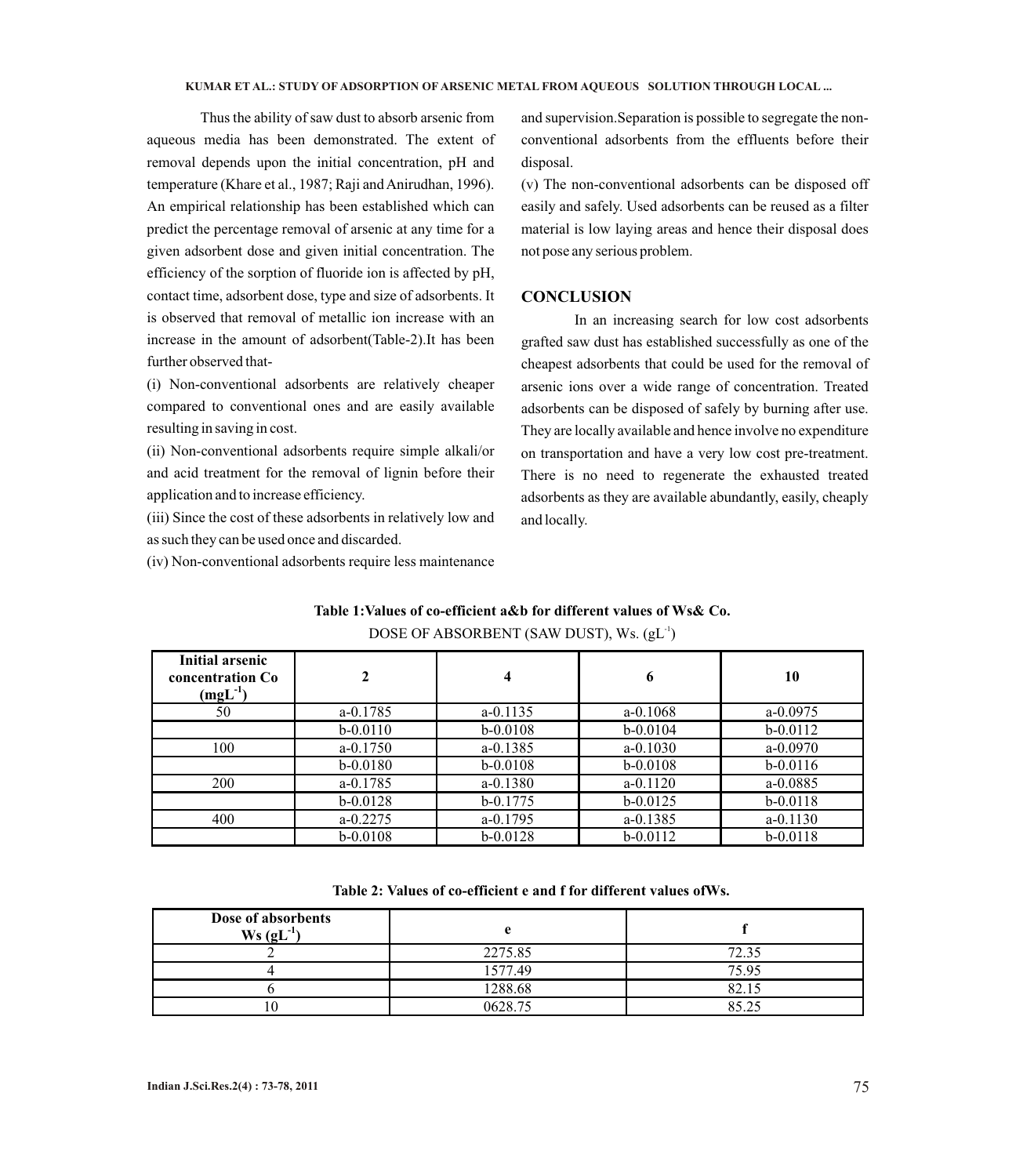Thus the ability of saw dust to absorb arsenic from aqueous media has been demonstrated. The extent of removal depends upon the initial concentration, pH and temperature (Khare et al., 1987; Raji and Anirudhan, 1996). An empirical relationship has been established which can predict the percentage removal of arsenic at any time for a given adsorbent dose and given initial concentration. The efficiency of the sorption of fluoride ion is affected by pH, contact time, adsorbent dose, type and size of adsorbents. It is observed that removal of metallic ion increase with an increase in the amount of adsorbent(Table-2).It has been further observed that-

(i) Non-conventional adsorbents are relatively cheaper compared to conventional ones and are easily available resulting in saving in cost.

(ii) Non-conventional adsorbents require simple alkali/or and acid treatment for the removal of lignin before their application and to increase efficiency.

(iii) Since the cost of these adsorbents in relatively low and as such they can be used once and discarded.

(iv) Non-conventional adsorbents require less maintenance and supervision.Separation is possible to segregate the non-conventional adsorbents from the effluents before their disposal.

(v) The non-conventional adsorbents can be disposed off easily and safely. Used adsorbents can be reused as a filter material is low laying areas and hence their disposal does not pose any serious problem.

## CONCLUSION

In an increasing search for low cost adsorbents grafted saw dust has established successfully as one of the cheapest adsorbents that could be used for the removal of arsenic ions over a wide range of concentration. Treated adsorbents can be disposed of safely by burning after use. They are locally available and hence involve no expenditure on transportation and have a very low cost pre-treatment. There is no need to regenerate the exhausted treated adsorbents as they are available abundantly, easily, cheaply and locally.

**Table 1:Values of co-efficient a&b for different values of Ws& Co.**

DOSE OF ABSORBENT (SAW DUST), Ws. ($gL^{-1}$)

| Initial arsenic concentration Co ($mgL^{-1}$) | 2 | 4 | 6 | 10 |
|---|---|---|---|---|
| 50 | a-0.1785 | a-0.1135 | a-0.1068 | a-0.0975 |
| | b-0.0110 | b-0.0108 | b-0.0104 | b-0.0112 |
| 100 | a-0.1750 | a-0.1385 | a-0.1030 | a-0.0970 |
| | b-0.0180 | b-0.0108 | b-0.0108 | b-0.0116 |
| 200 | a-0.1785 | a-0.1380 | a-0.1120 | a-0.0885 |
| | b-0.0128 | b-0.1775 | b-0.0125 | b-0.0118 |
| 400 | a-0.2275 | a-0.1795 | a-0.1385 | a-0.1130 |
| | b-0.0108 | b-0.0128 | b-0.0112 | b-0.0118 |

**Table 2: Values of co-efficient e and f for different values ofWs.**

| Dose of absorbents Ws ($gL^{-1}$) | e | f |
|---|---|---|
| 2 | 2275.85 | 72.35 |
| 4 | 1577.49 | 75.95 |
| 6 | 1288.68 | 82.15 |
| 10 | 0628.75 | 85.25 |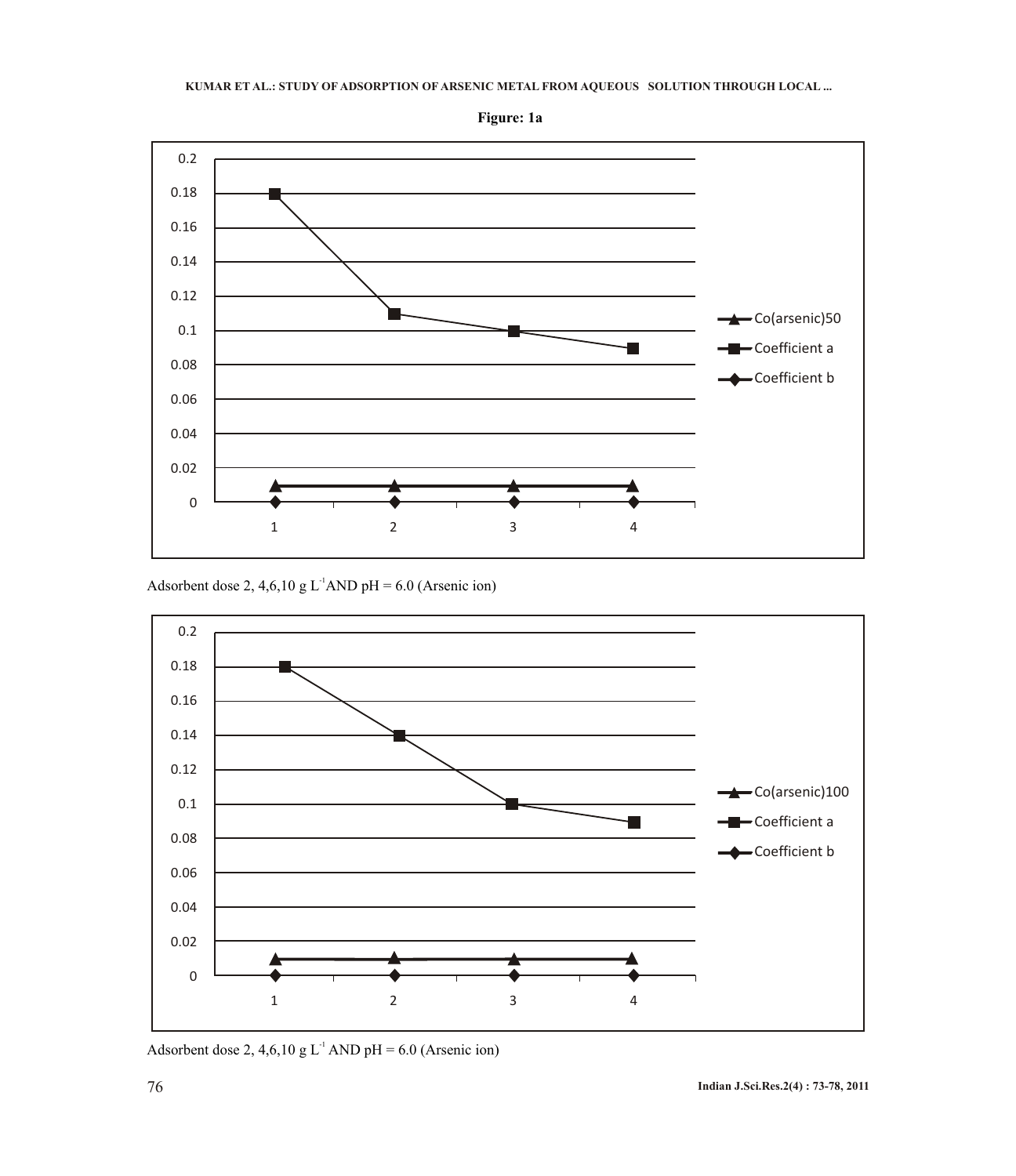**Figure: 1a**

Adsorbent dose 2, 4,6,10 g $L^{-1}$AND pH = 6.0 (Arsenic ion)

Adsorbent dose 2, 4,6,10 g $L^{-1}$ AND pH = 6.0 (Arsenic ion)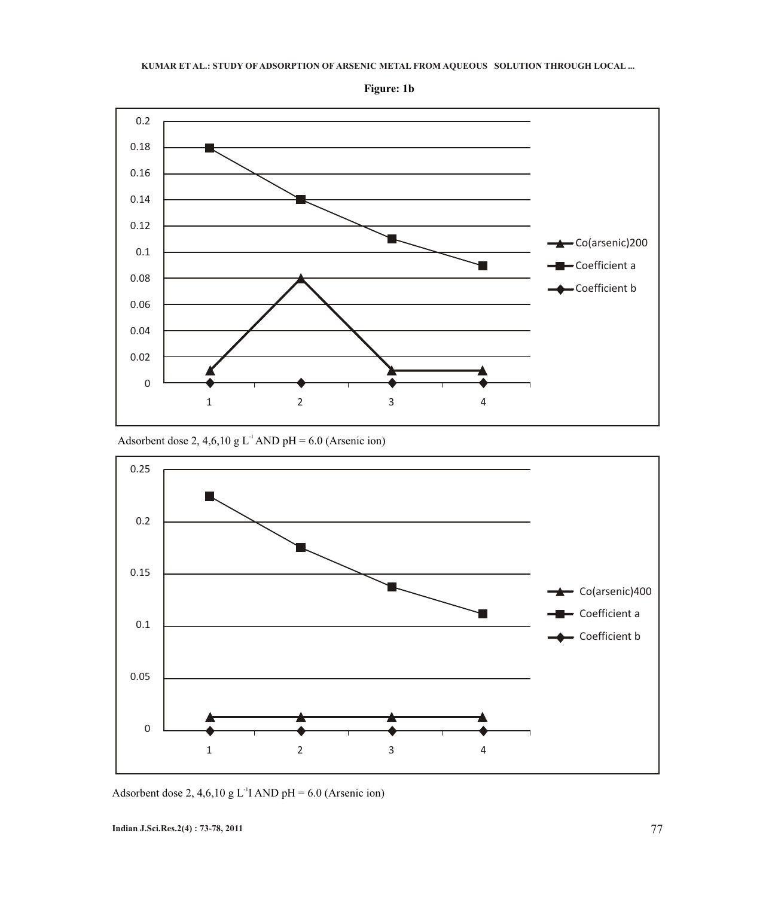**Figure: 1b**

Adsorbent dose 2, 4,6,10 g $L^{-1}$ AND pH = 6.0 (Arsenic ion)

Adsorbent dose 2, 4,6,10 g $L^{-1}$I AND pH = 6.0 (Arsenic ion)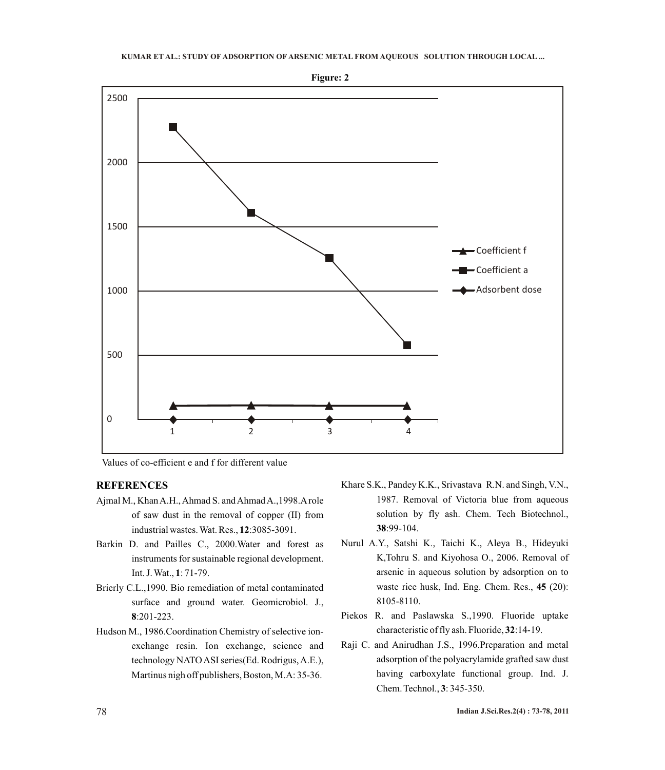**Figure: 2**

2500
2000
1500
1000
500
0
1 2 3 4

Coefficient f
Coefficient a
Adsorbent dose

Values of co-efficient e and f for different value

## REFERENCES

Ajmal M., Khan A.H., Ahmad S. and Ahmad A.,1998.A role of saw dust in the removal of copper (II) from industrial wastes. Wat. Res., **12**:3085-3091.

Barkin D. and Pailles C., 2000.Water and forest as instruments for sustainable regional development. Int. J. Wat., **1**: 71-79.

Brierly C.L.,1990. Bio remediation of metal contaminated surface and ground water. Geomicrobiol. J., **8**:201-223.

Hudson M., 1986.Coordination Chemistry of selective ion-exchange resin. Ion exchange, science and technology NATO ASI series(Ed. Rodrigus, A.E.), Martinus nigh off publishers, Boston, M.A: 35-36.

Khare S.K., Pandey K.K., Srivastava R.N. and Singh, V.N., 1987. Removal of Victoria blue from aqueous solution by fly ash. Chem. Tech Biotechnol., **38**:99-104.

Nurul A.Y., Satshi K., Taichi K., Aleya B., Hideyuki K,Tohru S. and Kiyohosa O., 2006. Removal of arsenic in aqueous solution by adsorption on to waste rice husk, Ind. Eng. Chem. Res., **45** (20): 8105-8110.

Piekos R. and Paslawska S.,1990. Fluoride uptake characteristic of fly ash. Fluoride, **32**:14-19.

Raji C. and Anirudhan J.S., 1996.Preparation and metal adsorption of the polyacrylamide grafted saw dust having carboxylate functional group. Ind. J. Chem. Technol., **3**: 345-350.